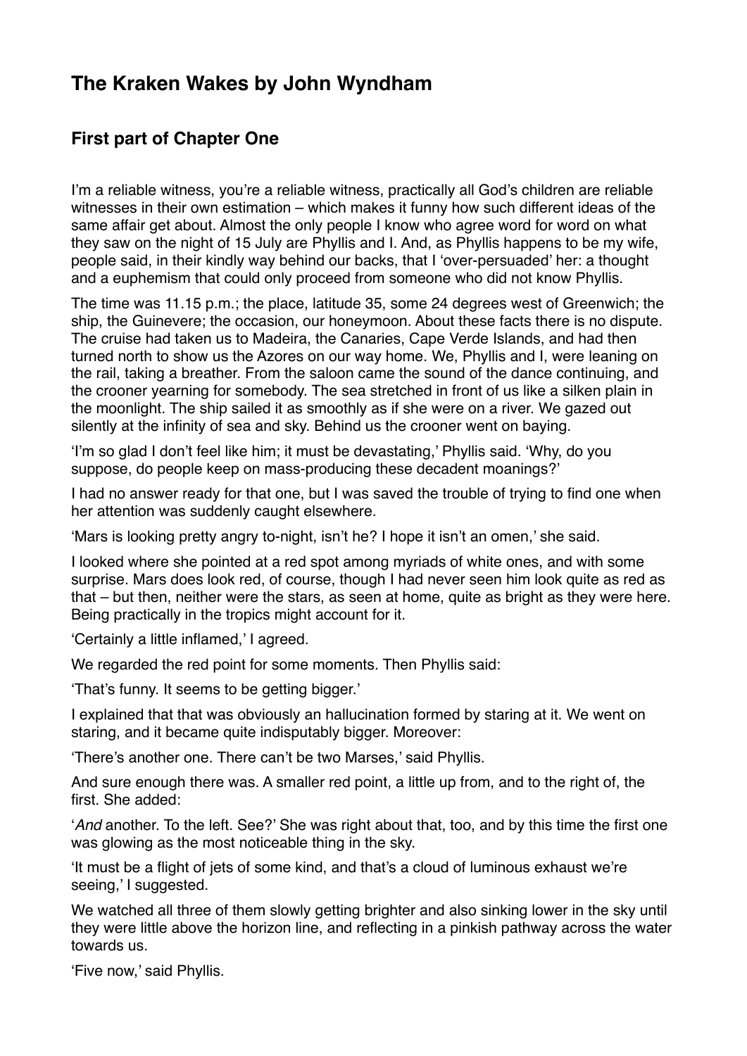# The Kraken Wakes by John Wyndham

## First part of Chapter One

I'm a reliable witness, you're a reliable witness, practically all God's children are reliable witnesses in their own estimation – which makes it funny how such different ideas of the same affair get about. Almost the only people I know who agree word for word on what they saw on the night of 15 July are Phyllis and I. And, as Phyllis happens to be my wife, people said, in their kindly way behind our backs, that I 'over-persuaded' her: a thought and a euphemism that could only proceed from someone who did not know Phyllis.

The time was 11.15 p.m.; the place, latitude 35, some 24 degrees west of Greenwich; the ship, the Guinevere; the occasion, our honeymoon. About these facts there is no dispute. The cruise had taken us to Madeira, the Canaries, Cape Verde Islands, and had then turned north to show us the Azores on our way home. We, Phyllis and I, were leaning on the rail, taking a breather. From the saloon came the sound of the dance continuing, and the crooner yearning for somebody. The sea stretched in front of us like a silken plain in the moonlight. The ship sailed it as smoothly as if she were on a river. We gazed out silently at the infinity of sea and sky. Behind us the crooner went on baying.

'I'm so glad I don't feel like him; it must be devastating,' Phyllis said. 'Why, do you suppose, do people keep on mass-producing these decadent moanings?'

I had no answer ready for that one, but I was saved the trouble of trying to find one when her attention was suddenly caught elsewhere.

'Mars is looking pretty angry to-night, isn't he? I hope it isn't an omen,' she said.

I looked where she pointed at a red spot among myriads of white ones, and with some surprise. Mars does look red, of course, though I had never seen him look quite as red as that – but then, neither were the stars, as seen at home, quite as bright as they were here. Being practically in the tropics might account for it.

'Certainly a little inflamed,' I agreed.

We regarded the red point for some moments. Then Phyllis said:

'That's funny. It seems to be getting bigger.'

I explained that that was obviously an hallucination formed by staring at it. We went on staring, and it became quite indisputably bigger. Moreover:

'There's another one. There can't be two Marses,' said Phyllis.

And sure enough there was. A smaller red point, a little up from, and to the right of, the first. She added:

'*And* another. To the left. See?' She was right about that, too, and by this time the first one was glowing as the most noticeable thing in the sky.

'It must be a flight of jets of some kind, and that's a cloud of luminous exhaust we're seeing,' I suggested.

We watched all three of them slowly getting brighter and also sinking lower in the sky until they were little above the horizon line, and reflecting in a pinkish pathway across the water towards us.

'Five now,' said Phyllis.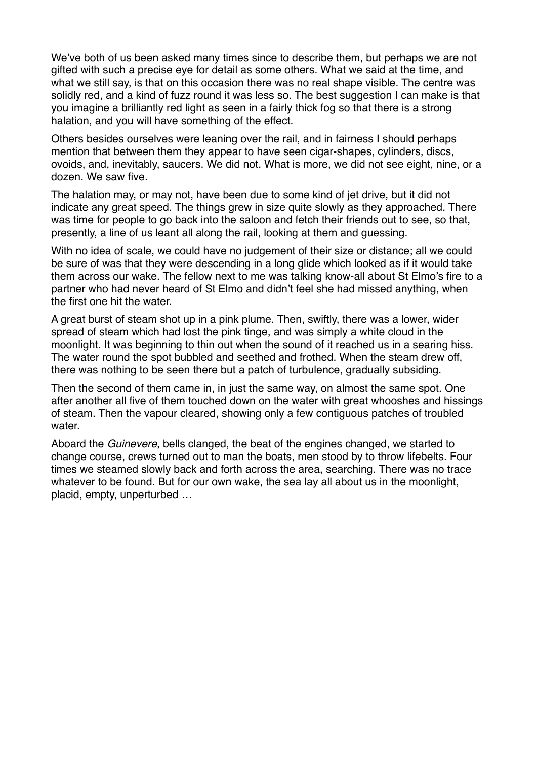We've both of us been asked many times since to describe them, but perhaps we are not gifted with such a precise eye for detail as some others. What we said at the time, and what we still say, is that on this occasion there was no real shape visible. The centre was solidly red, and a kind of fuzz round it was less so. The best suggestion I can make is that you imagine a brilliantly red light as seen in a fairly thick fog so that there is a strong halation, and you will have something of the effect.

Others besides ourselves were leaning over the rail, and in fairness I should perhaps mention that between them they appear to have seen cigar-shapes, cylinders, discs, ovoids, and, inevitably, saucers. We did not. What is more, we did not see eight, nine, or a dozen. We saw five.

The halation may, or may not, have been due to some kind of jet drive, but it did not indicate any great speed. The things grew in size quite slowly as they approached. There was time for people to go back into the saloon and fetch their friends out to see, so that, presently, a line of us leant all along the rail, looking at them and guessing.

With no idea of scale, we could have no judgement of their size or distance; all we could be sure of was that they were descending in a long glide which looked as if it would take them across our wake. The fellow next to me was talking know-all about St Elmo's fire to a partner who had never heard of St Elmo and didn't feel she had missed anything, when the first one hit the water.

A great burst of steam shot up in a pink plume. Then, swiftly, there was a lower, wider spread of steam which had lost the pink tinge, and was simply a white cloud in the moonlight. It was beginning to thin out when the sound of it reached us in a searing hiss. The water round the spot bubbled and seethed and frothed. When the steam drew off, there was nothing to be seen there but a patch of turbulence, gradually subsiding.

Then the second of them came in, in just the same way, on almost the same spot. One after another all five of them touched down on the water with great whooshes and hissings of steam. Then the vapour cleared, showing only a few contiguous patches of troubled water.

Aboard the *Guinevere*, bells clanged, the beat of the engines changed, we started to change course, crews turned out to man the boats, men stood by to throw lifebelts. Four times we steamed slowly back and forth across the area, searching. There was no trace whatever to be found. But for our own wake, the sea lay all about us in the moonlight, placid, empty, unperturbed …